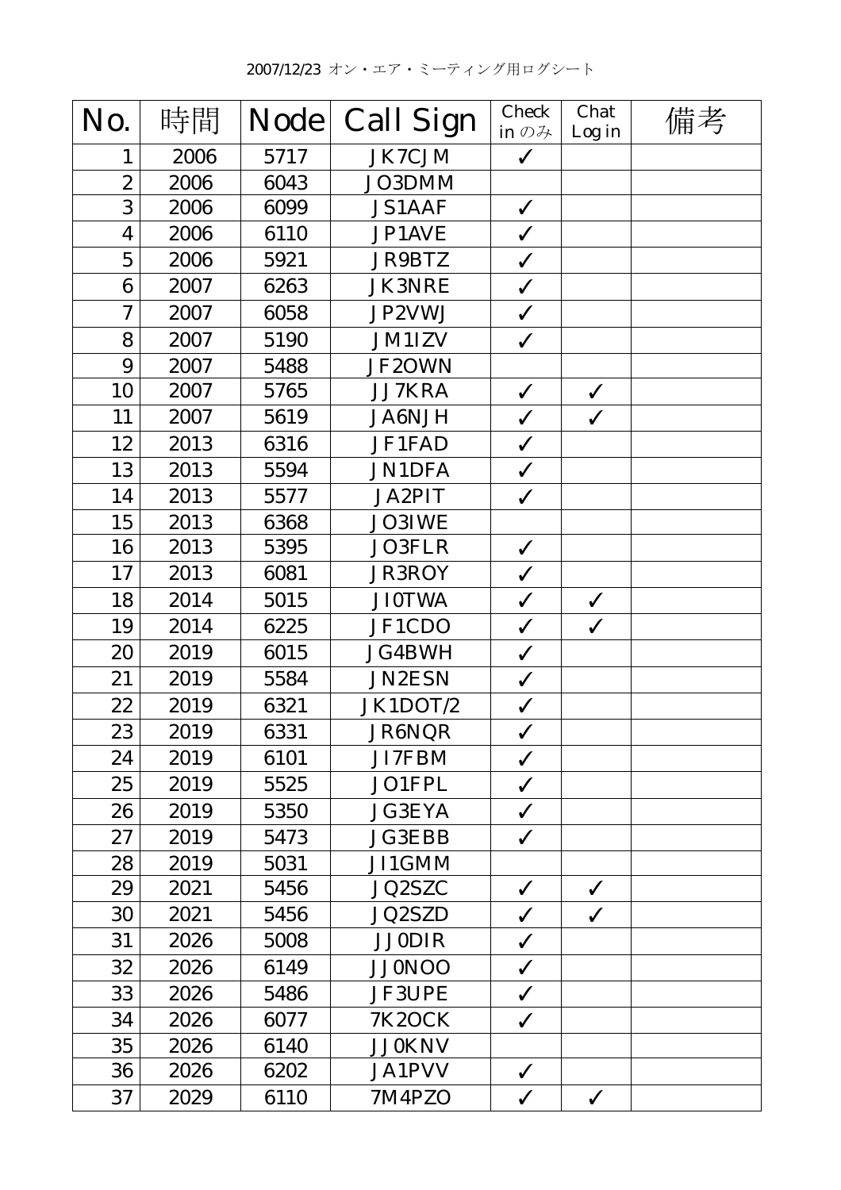2007/12/23 オン・エア・ミーティング用ログシート

| No. | 時間 | Node | Call Sign | Check in のみ | Chat Log in | 備考 |
|---|---|---|---|---|---|---|
| 1 | 2006 | 5717 | JK7CJM | ✓ | | |
| 2 | 2006 | 6043 | JO3DMM | | | |
| 3 | 2006 | 6099 | JS1AAF | ✓ | | |
| 4 | 2006 | 6110 | JP1AVE | ✓ | | |
| 5 | 2006 | 5921 | JR9BTZ | ✓ | | |
| 6 | 2007 | 6263 | JK3NRE | ✓ | | |
| 7 | 2007 | 6058 | JP2VWJ | ✓ | | |
| 8 | 2007 | 5190 | JM1IZV | ✓ | | |
| 9 | 2007 | 5488 | JF2OWN | | | |
| 10 | 2007 | 5765 | JJ7KRA | ✓ | ✓ | |
| 11 | 2007 | 5619 | JA6NJH | ✓ | ✓ | |
| 12 | 2013 | 6316 | JF1FAD | ✓ | | |
| 13 | 2013 | 5594 | JN1DFA | ✓ | | |
| 14 | 2013 | 5577 | JA2PIT | ✓ | | |
| 15 | 2013 | 6368 | JO3IWE | | | |
| 16 | 2013 | 5395 | JO3FLR | ✓ | | |
| 17 | 2013 | 6081 | JR3ROY | ✓ | | |
| 18 | 2014 | 5015 | JI0TWA | ✓ | ✓ | |
| 19 | 2014 | 6225 | JF1CDO | ✓ | ✓ | |
| 20 | 2019 | 6015 | JG4BWH | ✓ | | |
| 21 | 2019 | 5584 | JN2ESN | ✓ | | |
| 22 | 2019 | 6321 | JK1DOT/2 | ✓ | | |
| 23 | 2019 | 6331 | JR6NQR | ✓ | | |
| 24 | 2019 | 6101 | JI7FBM | ✓ | | |
| 25 | 2019 | 5525 | JO1FPL | ✓ | | |
| 26 | 2019 | 5350 | JG3EYA | ✓ | | |
| 27 | 2019 | 5473 | JG3EBB | ✓ | | |
| 28 | 2019 | 5031 | JI1GMM | | | |
| 29 | 2021 | 5456 | JQ2SZC | ✓ | ✓ | |
| 30 | 2021 | 5456 | JQ2SZD | ✓ | ✓ | |
| 31 | 2026 | 5008 | JJ0DIR | ✓ | | |
| 32 | 2026 | 6149 | JJ0NOO | ✓ | | |
| 33 | 2026 | 5486 | JF3UPE | ✓ | | |
| 34 | 2026 | 6077 | 7K2OCK | ✓ | | |
| 35 | 2026 | 6140 | JJ0KNV | | | |
| 36 | 2026 | 6202 | JA1PVV | ✓ | | |
| 37 | 2029 | 6110 | 7M4PZO | ✓ | ✓ | |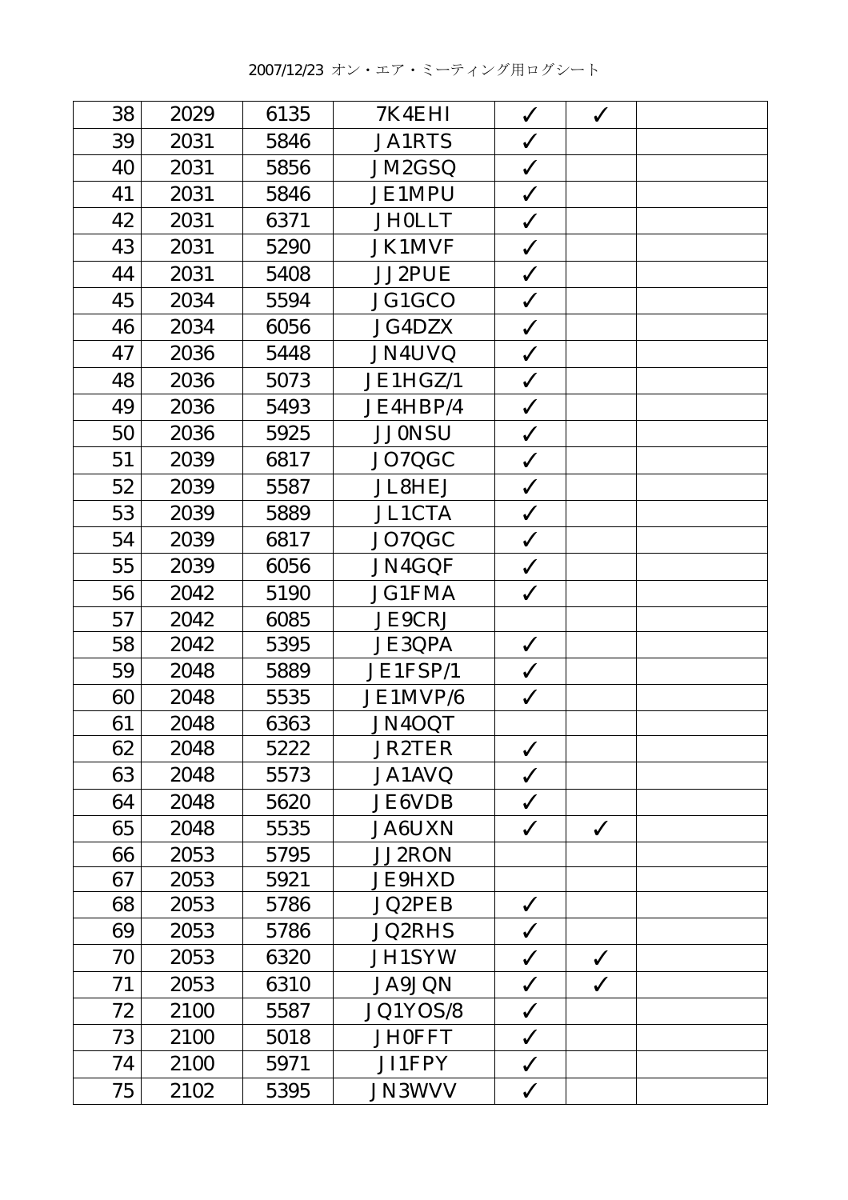2007/12/23 オン・エア・ミーティング用ログシート

| 38 | 2029 | 6135 | 7K4EHI | ✓ | ✓ | |
|---|---|---|---|---|---|---|
| 39 | 2031 | 5846 | JA1RTS | ✓ | | |
| 40 | 2031 | 5856 | JM2GSQ | ✓ | | |
| 41 | 2031 | 5846 | JE1MPU | ✓ | | |
| 42 | 2031 | 6371 | JH0LLT | ✓ | | |
| 43 | 2031 | 5290 | JK1MVF | ✓ | | |
| 44 | 2031 | 5408 | JJ2PUE | ✓ | | |
| 45 | 2034 | 5594 | JG1GCO | ✓ | | |
| 46 | 2034 | 6056 | JG4DZX | ✓ | | |
| 47 | 2036 | 5448 | JN4UVQ | ✓ | | |
| 48 | 2036 | 5073 | JE1HGZ/1 | ✓ | | |
| 49 | 2036 | 5493 | JE4HBP/4 | ✓ | | |
| 50 | 2036 | 5925 | JJ0NSU | ✓ | | |
| 51 | 2039 | 6817 | JO7QGC | ✓ | | |
| 52 | 2039 | 5587 | JL8HEJ | ✓ | | |
| 53 | 2039 | 5889 | JL1CTA | ✓ | | |
| 54 | 2039 | 6817 | JO7QGC | ✓ | | |
| 55 | 2039 | 6056 | JN4GQF | ✓ | | |
| 56 | 2042 | 5190 | JG1FMA | ✓ | | |
| 57 | 2042 | 6085 | JE9CRJ | | | |
| 58 | 2042 | 5395 | JE3QPA | ✓ | | |
| 59 | 2048 | 5889 | JE1FSP/1 | ✓ | | |
| 60 | 2048 | 5535 | JE1MVP/6 | ✓ | | |
| 61 | 2048 | 6363 | JN4OQT | | | |
| 62 | 2048 | 5222 | JR2TER | ✓ | | |
| 63 | 2048 | 5573 | JA1AVQ | ✓ | | |
| 64 | 2048 | 5620 | JE6VDB | ✓ | | |
| 65 | 2048 | 5535 | JA6UXN | ✓ | ✓ | |
| 66 | 2053 | 5795 | JJ2RON | | | |
| 67 | 2053 | 5921 | JE9HXD | | | |
| 68 | 2053 | 5786 | JQ2PEB | ✓ | | |
| 69 | 2053 | 5786 | JQ2RHS | ✓ | | |
| 70 | 2053 | 6320 | JH1SYW | ✓ | ✓ | |
| 71 | 2053 | 6310 | JA9JQN | ✓ | ✓ | |
| 72 | 2100 | 5587 | JQ1YOS/8 | ✓ | | |
| 73 | 2100 | 5018 | JH0FFT | ✓ | | |
| 74 | 2100 | 5971 | JI1FPY | ✓ | | |
| 75 | 2102 | 5395 | JN3WVV | ✓ | | |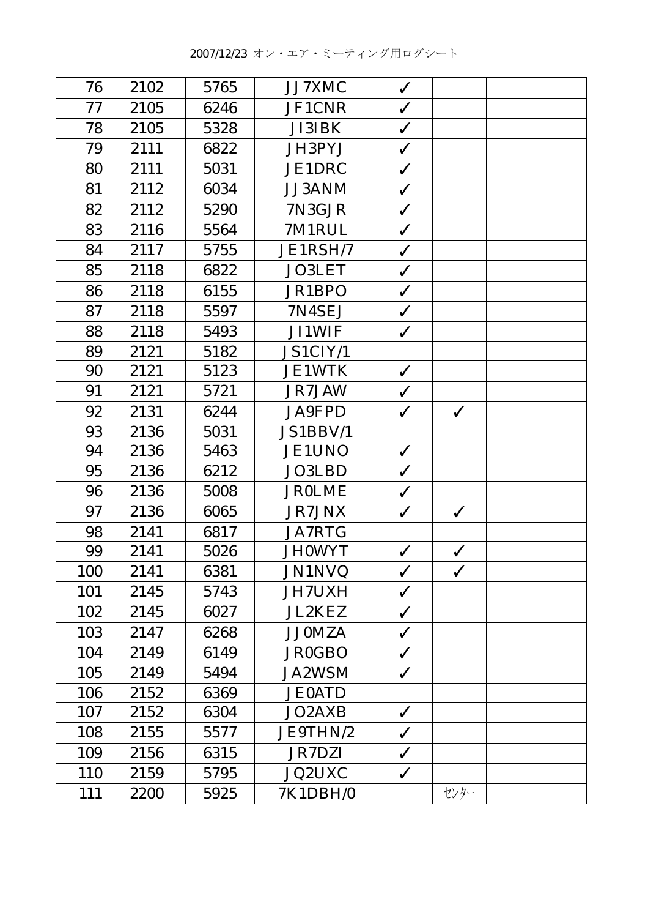2007/12/23 オン・エア・ミーティング用ログシート

| | | | | | | |
|---|---|---|---|---|---|---|
| 76 | 2102 | 5765 | JJ7XMC | ✓ | | |
| 77 | 2105 | 6246 | JF1CNR | ✓ | | |
| 78 | 2105 | 5328 | JI3IBK | ✓ | | |
| 79 | 2111 | 6822 | JH3PYJ | ✓ | | |
| 80 | 2111 | 5031 | JE1DRC | ✓ | | |
| 81 | 2112 | 6034 | JJ3ANM | ✓ | | |
| 82 | 2112 | 5290 | 7N3GJR | ✓ | | |
| 83 | 2116 | 5564 | 7M1RUL | ✓ | | |
| 84 | 2117 | 5755 | JE1RSH/7 | ✓ | | |
| 85 | 2118 | 6822 | JO3LET | ✓ | | |
| 86 | 2118 | 6155 | JR1BPO | ✓ | | |
| 87 | 2118 | 5597 | 7N4SEJ | ✓ | | |
| 88 | 2118 | 5493 | JI1WIF | ✓ | | |
| 89 | 2121 | 5182 | JS1CIY/1 | | | |
| 90 | 2121 | 5123 | JE1WTK | ✓ | | |
| 91 | 2121 | 5721 | JR7JAW | ✓ | | |
| 92 | 2131 | 6244 | JA9FPD | ✓ | ✓ | |
| 93 | 2136 | 5031 | JS1BBV/1 | | | |
| 94 | 2136 | 5463 | JE1UNO | ✓ | | |
| 95 | 2136 | 6212 | JO3LBD | ✓ | | |
| 96 | 2136 | 5008 | JR0LME | ✓ | | |
| 97 | 2136 | 6065 | JR7JNX | ✓ | ✓ | |
| 98 | 2141 | 6817 | JA7RTG | | | |
| 99 | 2141 | 5026 | JH0WYT | ✓ | ✓ | |
| 100 | 2141 | 6381 | JN1NVQ | ✓ | ✓ | |
| 101 | 2145 | 5743 | JH7UXH | ✓ | | |
| 102 | 2145 | 6027 | JL2KEZ | ✓ | | |
| 103 | 2147 | 6268 | JJ0MZA | ✓ | | |
| 104 | 2149 | 6149 | JR0GBO | ✓ | | |
| 105 | 2149 | 5494 | JA2WSM | ✓ | | |
| 106 | 2152 | 6369 | JE0ATD | | | |
| 107 | 2152 | 6304 | JO2AXB | ✓ | | |
| 108 | 2155 | 5577 | JE9THN/2 | ✓ | | |
| 109 | 2156 | 6315 | JR7DZI | ✓ | | |
| 110 | 2159 | 5795 | JQ2UXC | ✓ | | |
| 111 | 2200 | 5925 | 7K1DBH/0 | | ｾﾝﾀｰ | |